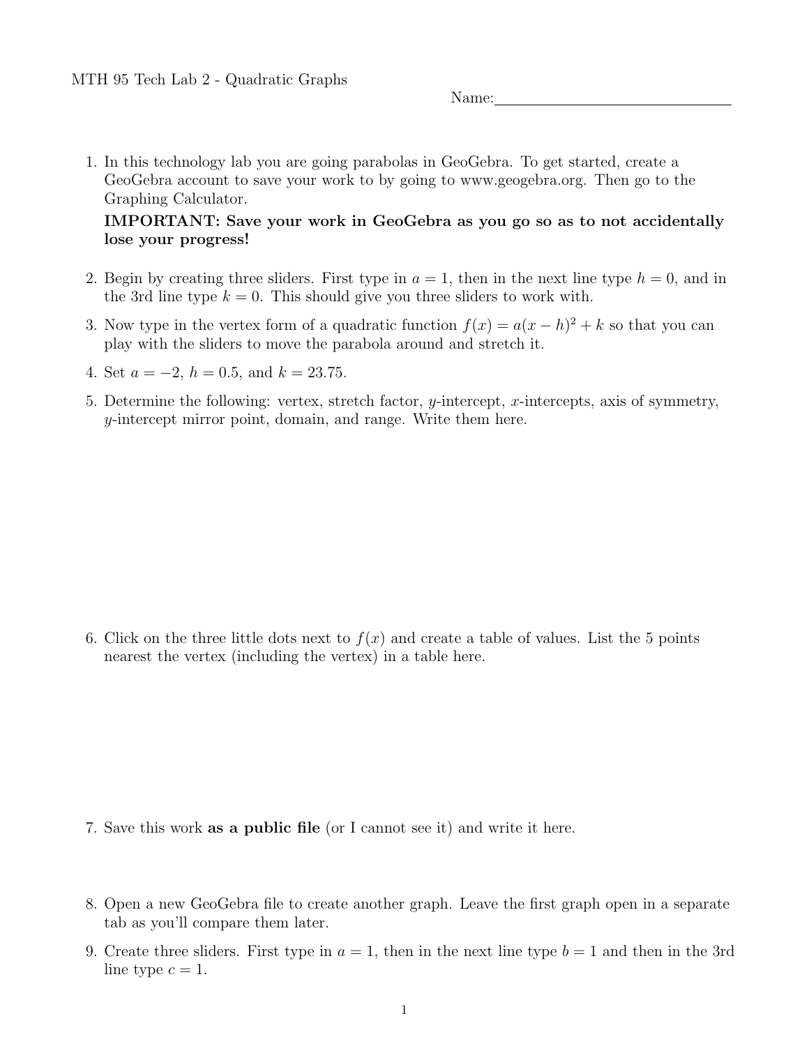MTH 95 Tech Lab 2 - Quadratic Graphs

Name: ______________________________

1. In this technology lab you are going parabolas in GeoGebra. To get started, create a GeoGebra account to save your work to by going to www.geogebra.org. Then go to the Graphing Calculator.

   **IMPORTANT: Save your work in GeoGebra as you go so as to not accidentally lose your progress!**

2. Begin by creating three sliders. First type in $a = 1$, then in the next line type $h = 0$, and in the 3rd line type $k = 0$. This should give you three sliders to work with.

3. Now type in the vertex form of a quadratic function $f(x) = a(x - h)^2 + k$ so that you can play with the sliders to move the parabola around and stretch it.

4. Set $a = -2$, $h = 0.5$, and $k = 23.75$.

5. Determine the following: vertex, stretch factor, $y$-intercept, $x$-intercepts, axis of symmetry, $y$-intercept mirror point, domain, and range. Write them here.

6. Click on the three little dots next to $f(x)$ and create a table of values. List the 5 points nearest the vertex (including the vertex) in a table here.

7. Save this work **as a public file** (or I cannot see it) and write it here.

8. Open a new GeoGebra file to create another graph. Leave the first graph open in a separate tab as you'll compare them later.

9. Create three sliders. First type in $a = 1$, then in the next line type $b = 1$ and then in the 3rd line type $c = 1$.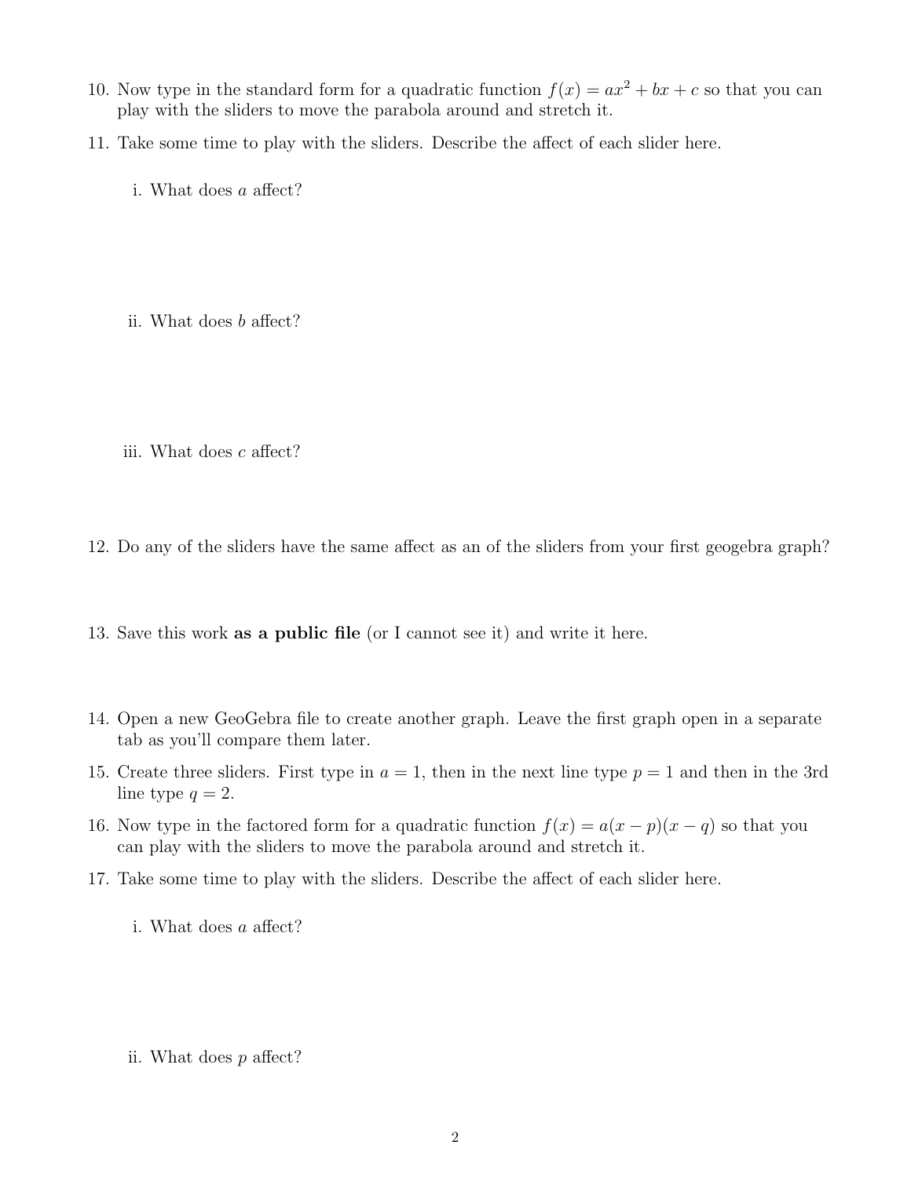10. Now type in the standard form for a quadratic function $f(x) = ax^2 + bx + c$ so that you can play with the sliders to move the parabola around and stretch it.

11. Take some time to play with the sliders. Describe the affect of each slider here.

    i. What does $a$ affect?

    ii. What does $b$ affect?

    iii. What does $c$ affect?

12. Do any of the sliders have the same affect as an of the sliders from your first geogebra graph?

13. Save this work **as a public file** (or I cannot see it) and write it here.

14. Open a new GeoGebra file to create another graph. Leave the first graph open in a separate tab as you'll compare them later.

15. Create three sliders. First type in $a = 1$, then in the next line type $p = 1$ and then in the 3rd line type $q = 2$.

16. Now type in the factored form for a quadratic function $f(x) = a(x - p)(x - q)$ so that you can play with the sliders to move the parabola around and stretch it.

17. Take some time to play with the sliders. Describe the affect of each slider here.

    i. What does $a$ affect?

    ii. What does $p$ affect?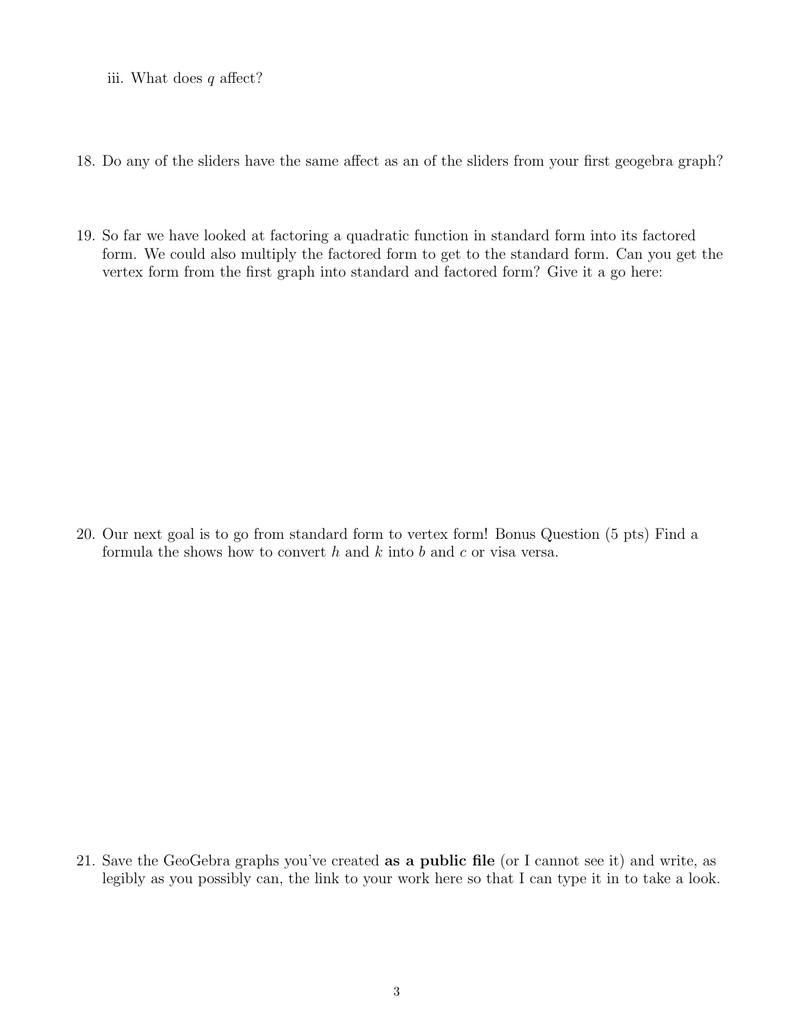iii. What does $q$ affect?

18. Do any of the sliders have the same affect as an of the sliders from your first geogebra graph?

19. So far we have looked at factoring a quadratic function in standard form into its factored form. We could also multiply the factored form to get to the standard form. Can you get the vertex form from the first graph into standard and factored form? Give it a go here:

20. Our next goal is to go from standard form to vertex form! Bonus Question (5 pts) Find a formula the shows how to convert $h$ and $k$ into $b$ and $c$ or visa versa.

21. Save the GeoGebra graphs you've created **as a public file** (or I cannot see it) and write, as legibly as you possibly can, the link to your work here so that I can type it in to take a look.